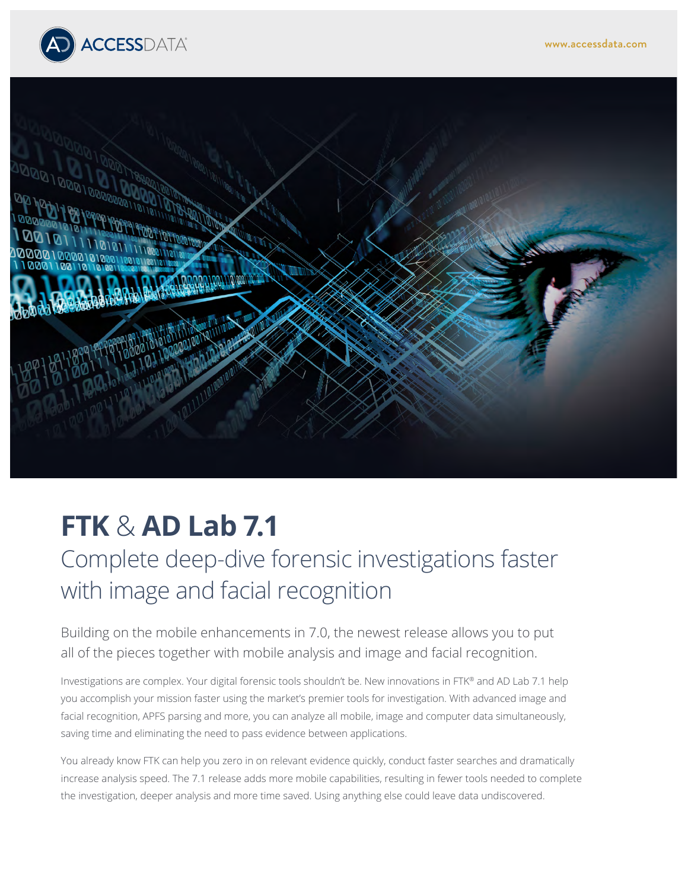# FTK & AD Lab 7.1

## Complete deep-dive forensic investigations faster with image and facial recognition

Building on the mobile enhancements in 7.0, the newest release allows you to put all of the pieces together with mobile analysis and image and facial recognition.

Investigations are complex. Your digital forensic tools shouldn't be. New innovations in FTK® and AD Lab 7.1 help you accomplish your mission faster using the market's premier tools for investigation. With advanced image and facial recognition, APFS parsing and more, you can analyze all mobile, image and computer data simultaneously, saving time and eliminating the need to pass evidence between applications.

You already know FTK can help you zero in on relevant evidence quickly, conduct faster searches and dramatically increase analysis speed. The 7.1 release adds more mobile capabilities, resulting in fewer tools needed to complete the investigation, deeper analysis and more time saved. Using anything else could leave data undiscovered.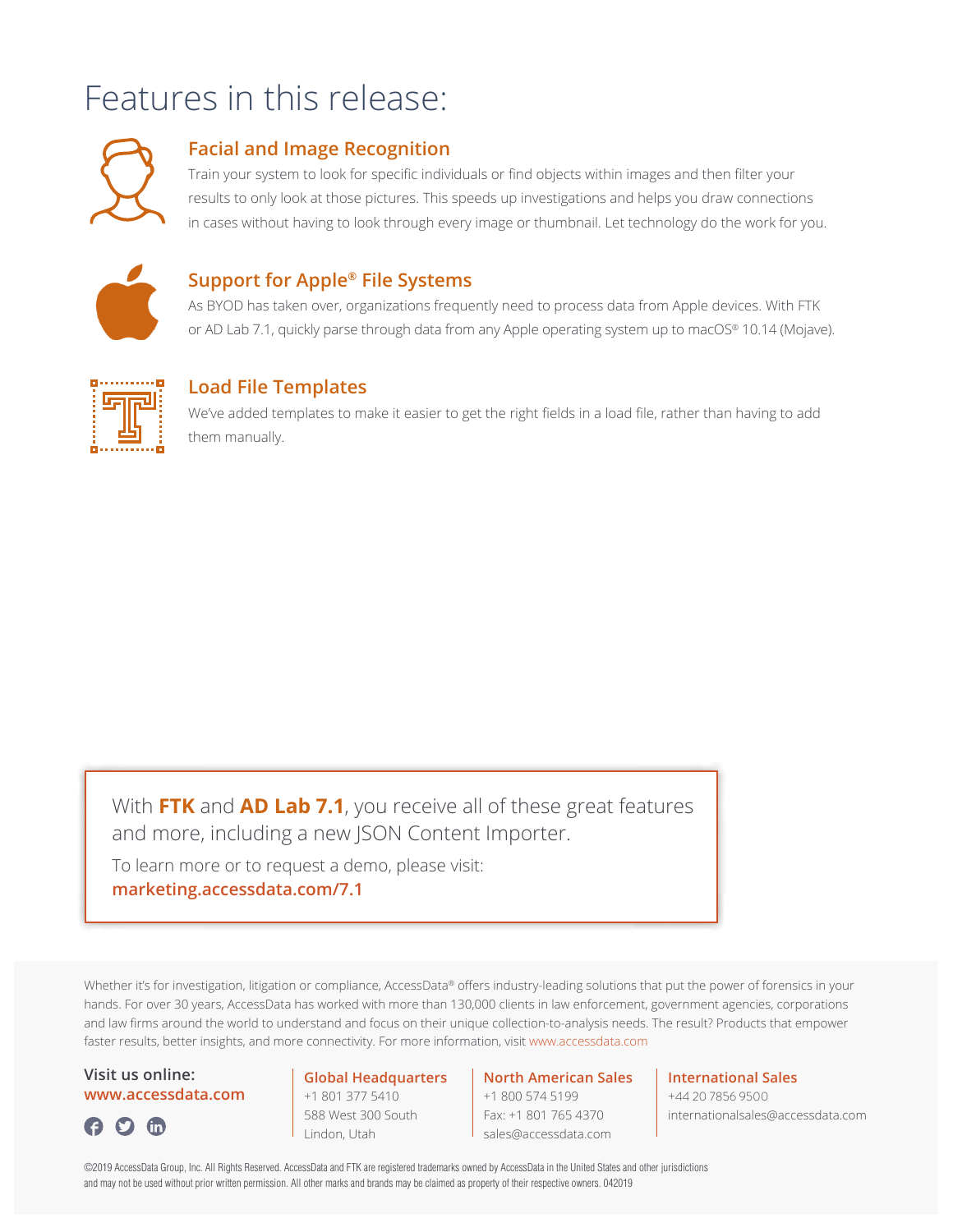# Features in this release:

## Facial and Image Recognition

Train your system to look for specific individuals or find objects within images and then filter your results to only look at those pictures. This speeds up investigations and helps you draw connections in cases without having to look through every image or thumbnail. Let technology do the work for you.

## Support for Apple® File Systems

As BYOD has taken over, organizations frequently need to process data from Apple devices. With FTK or AD Lab 7.1, quickly parse through data from any Apple operating system up to macOS® 10.14 (Mojave).

## Load File Templates

We've added templates to make it easier to get the right fields in a load file, rather than having to add them manually.

With **FTK** and **AD Lab 7.1**, you receive all of these great features and more, including a new JSON Content Importer.

To learn more or to request a demo, please visit:
**marketing.accessdata.com/7.1**

Whether it's for investigation, litigation or compliance, AccessData® offers industry-leading solutions that put the power of forensics in your hands. For over 30 years, AccessData has worked with more than 130,000 clients in law enforcement, government agencies, corporations and law firms around the world to understand and focus on their unique collection-to-analysis needs. The result? Products that empower faster results, better insights, and more connectivity. For more information, visit www.accessdata.com

**Visit us online:**
**www.accessdata.com**

**Global Headquarters**
+1 801 377 5410
588 West 300 South
Lindon, Utah

**North American Sales**
+1 800 574 5199
Fax: +1 801 765 4370
sales@accessdata.com

**International Sales**
+44 20 7856 9500
internationalsales@accessdata.com

©2019 AccessData Group, Inc. All Rights Reserved. AccessData and FTK are registered trademarks owned by AccessData in the United States and other jurisdictions and may not be used without prior written permission. All other marks and brands may be claimed as property of their respective owners. 042019